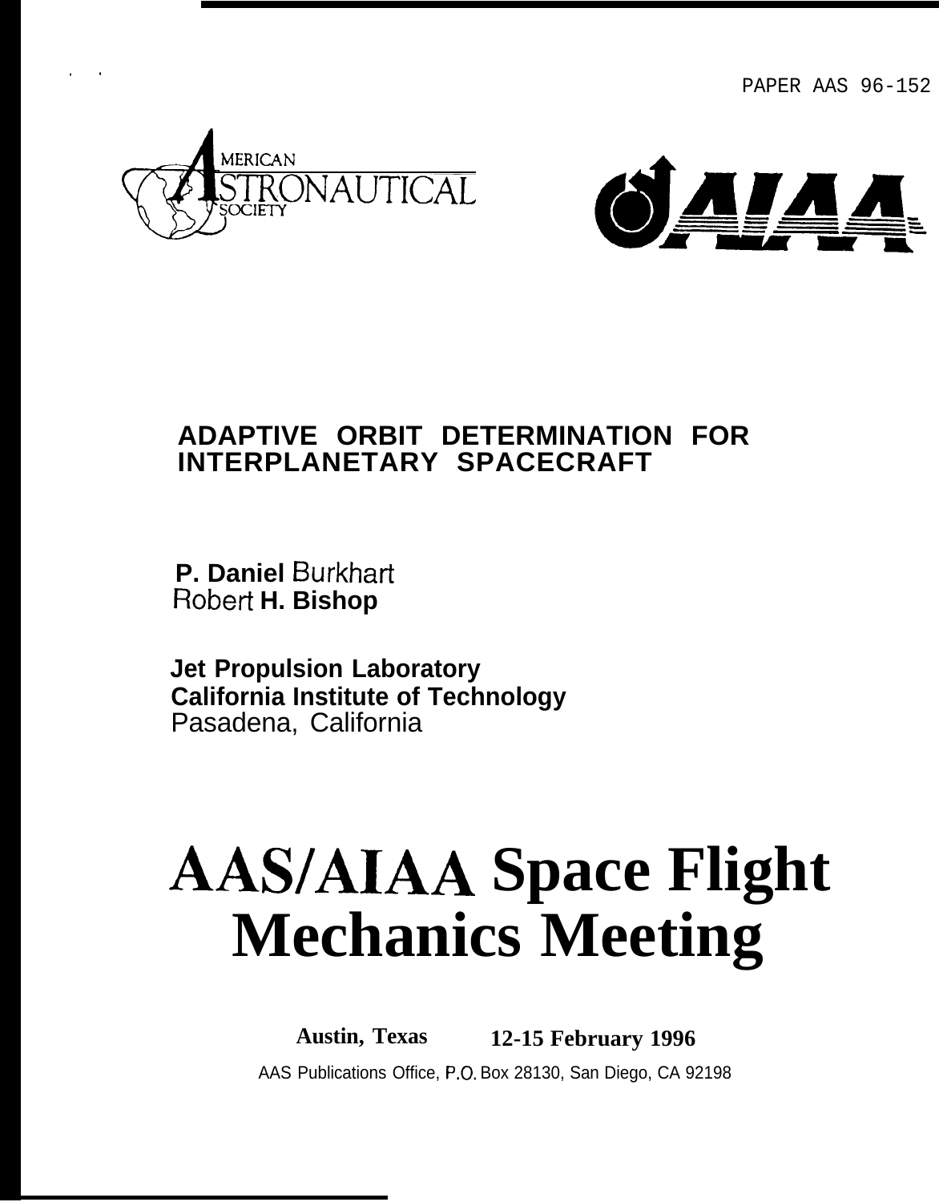PAPER AAS 96-152

AMERICAN ASTRONAUTICAL SOCIETY

AIAA

# ADAPTIVE ORBIT DETERMINATION FOR INTERPLANETARY SPACECRAFT

**P. Daniel Burkhart**
**Robert H. Bishop**

**Jet Propulsion Laboratory**
**California Institute of Technology**
Pasadena, California

# AAS/AIAA Space Flight Mechanics Meeting

**Austin, Texas** **12-15 February 1996**

AAS Publications Office, P.O. Box 28130, San Diego, CA 92198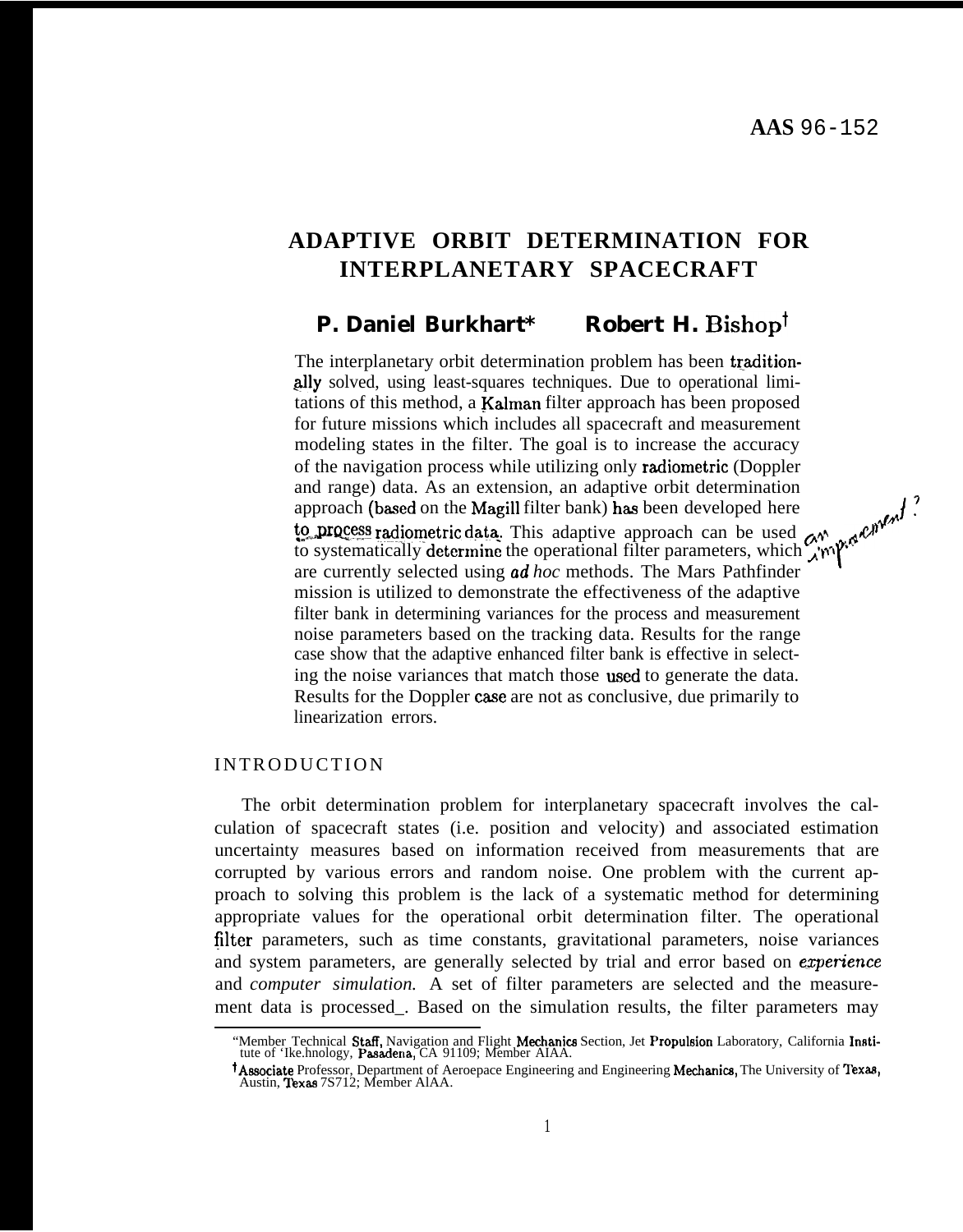AAS 96-152

# ADAPTIVE ORBIT DETERMINATION FOR INTERPLANETARY SPACECRAFT

**P. Daniel Burkhart*** **Robert H. Bishop**†

The interplanetary orbit determination problem has been traditionally solved, using least-squares techniques. Due to operational limitations of this method, a Kalman filter approach has been proposed for future missions which includes all spacecraft and measurement modeling states in the filter. The goal is to increase the accuracy of the navigation process while utilizing only radiometric (Doppler and range) data. As an extension, an adaptive orbit determination approach (based on the Magill filter bank) has been developed here to process radiometric data. This adaptive approach can be used to systematically determine the operational filter parameters, which are currently selected using *ad hoc* methods. The Mars Pathfinder mission is utilized to demonstrate the effectiveness of the adaptive filter bank in determining variances for the process and measurement noise parameters based on the tracking data. Results for the range case show that the adaptive enhanced filter bank is effective in selecting the noise variances that match those used to generate the data. Results for the Doppler case are not as conclusive, due primarily to linearization errors.

an improvement?

## INTRODUCTION

The orbit determination problem for interplanetary spacecraft involves the calculation of spacecraft states (i.e. position and velocity) and associated estimation uncertainty measures based on information received from measurements that are corrupted by various errors and random noise. One problem with the current approach to solving this problem is the lack of a systematic method for determining appropriate values for the operational orbit determination filter. The operational filter parameters, such as time constants, gravitational parameters, noise variances and system parameters, are generally selected by trial and error based on *experience* and *computer simulation.* A set of filter parameters are selected and the measurement data is processed_. Based on the simulation results, the filter parameters may

---

*Member Technical Staff, Navigation and Flight Mechanics Section, Jet Propulsion Laboratory, California Institute of 'Ike.hnology, Pasadena, CA 91109; Member AIAA.

†Associate Professor, Department of Aeroepace Engineering and Engineering Mechanics, The University of Texas, Austin, Texas 7S712; Member AlAA.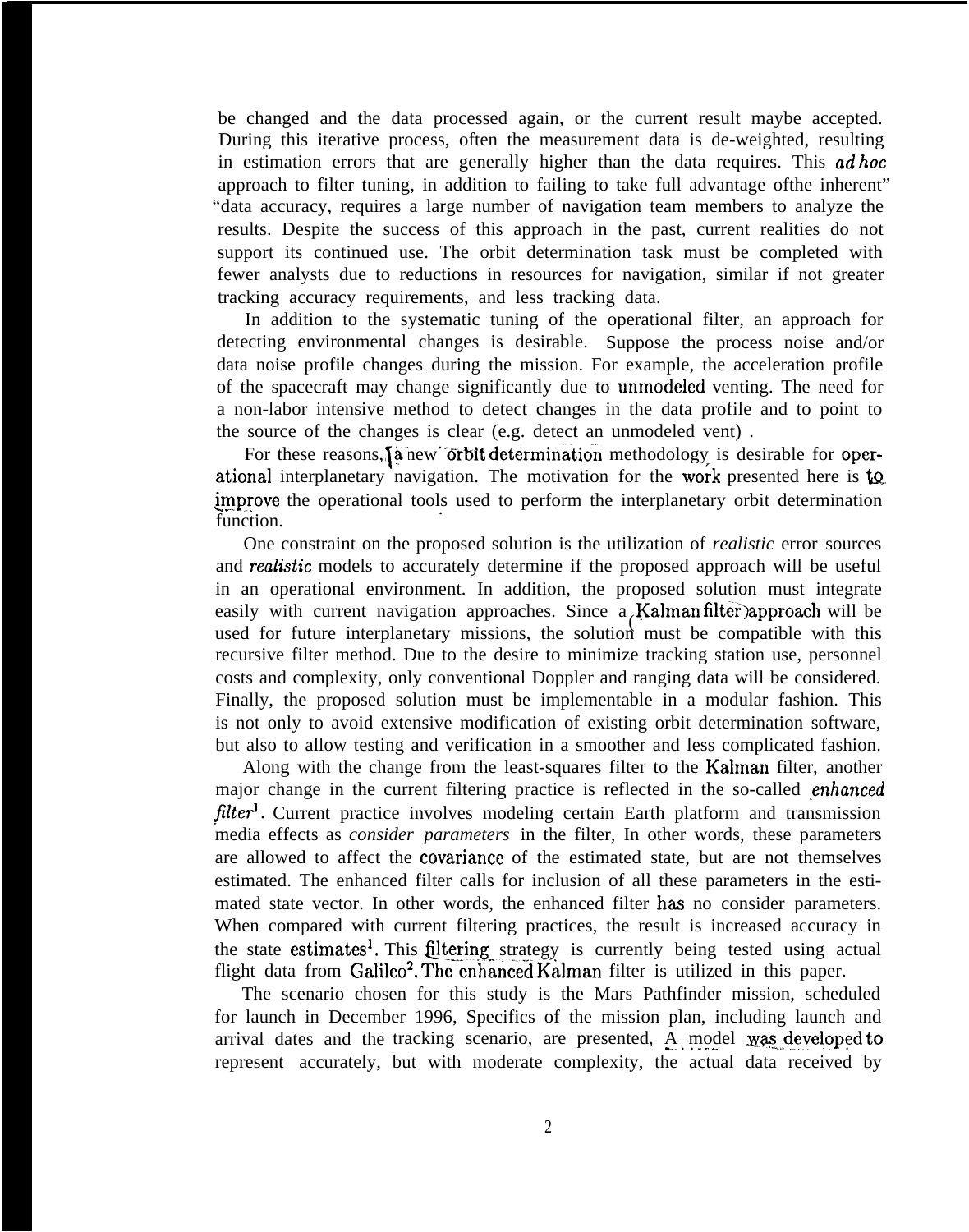be changed and the data processed again, or the current result maybe accepted. During this iterative process, often the measurement data is de-weighted, resulting in estimation errors that are generally higher than the data requires. This *ad hoc* approach to filter tuning, in addition to failing to take full advantage ofthe inherent" "data accuracy, requires a large number of navigation team members to analyze the results. Despite the success of this approach in the past, current realities do not support its continued use. The orbit determination task must be completed with fewer analysts due to reductions in resources for navigation, similar if not greater tracking accuracy requirements, and less tracking data.

In addition to the systematic tuning of the operational filter, an approach for detecting environmental changes is desirable. Suppose the process noise and/or data noise profile changes during the mission. For example, the acceleration profile of the spacecraft may change significantly due to unmodeled venting. The need for a non-labor intensive method to detect changes in the data profile and to point to the source of the changes is clear (e.g. detect an unmodeled vent) .

For these reasons, a new orbit determination methodology is desirable for operational interplanetary navigation. The motivation for the work presented here is to improve the operational tools used to perform the interplanetary orbit determination function.

One constraint on the proposed solution is the utilization of *realistic* error sources and *realistic* models to accurately determine if the proposed approach will be useful in an operational environment. In addition, the proposed solution must integrate easily with current navigation approaches. Since a Kalman filter approach will be used for future interplanetary missions, the solution must be compatible with this recursive filter method. Due to the desire to minimize tracking station use, personnel costs and complexity, only conventional Doppler and ranging data will be considered. Finally, the proposed solution must be implementable in a modular fashion. This is not only to avoid extensive modification of existing orbit determination software, but also to allow testing and verification in a smoother and less complicated fashion.

Along with the change from the least-squares filter to the Kalman filter, another major change in the current filtering practice is reflected in the so-called *enhanced filter*[1]. Current practice involves modeling certain Earth platform and transmission media effects as *consider parameters* in the filter, In other words, these parameters are allowed to affect the covariance of the estimated state, but are not themselves estimated. The enhanced filter calls for inclusion of all these parameters in the estimated state vector. In other words, the enhanced filter has no consider parameters. When compared with current filtering practices, the result is increased accuracy in the state estimates[1]. This filtering strategy is currently being tested using actual flight data from Galileo[2]. The enhanced Kalman filter is utilized in this paper.

The scenario chosen for this study is the Mars Pathfinder mission, scheduled for launch in December 1996, Specifics of the mission plan, including launch and arrival dates and the tracking scenario, are presented, A model was developed to represent accurately, but with moderate complexity, the actual data received by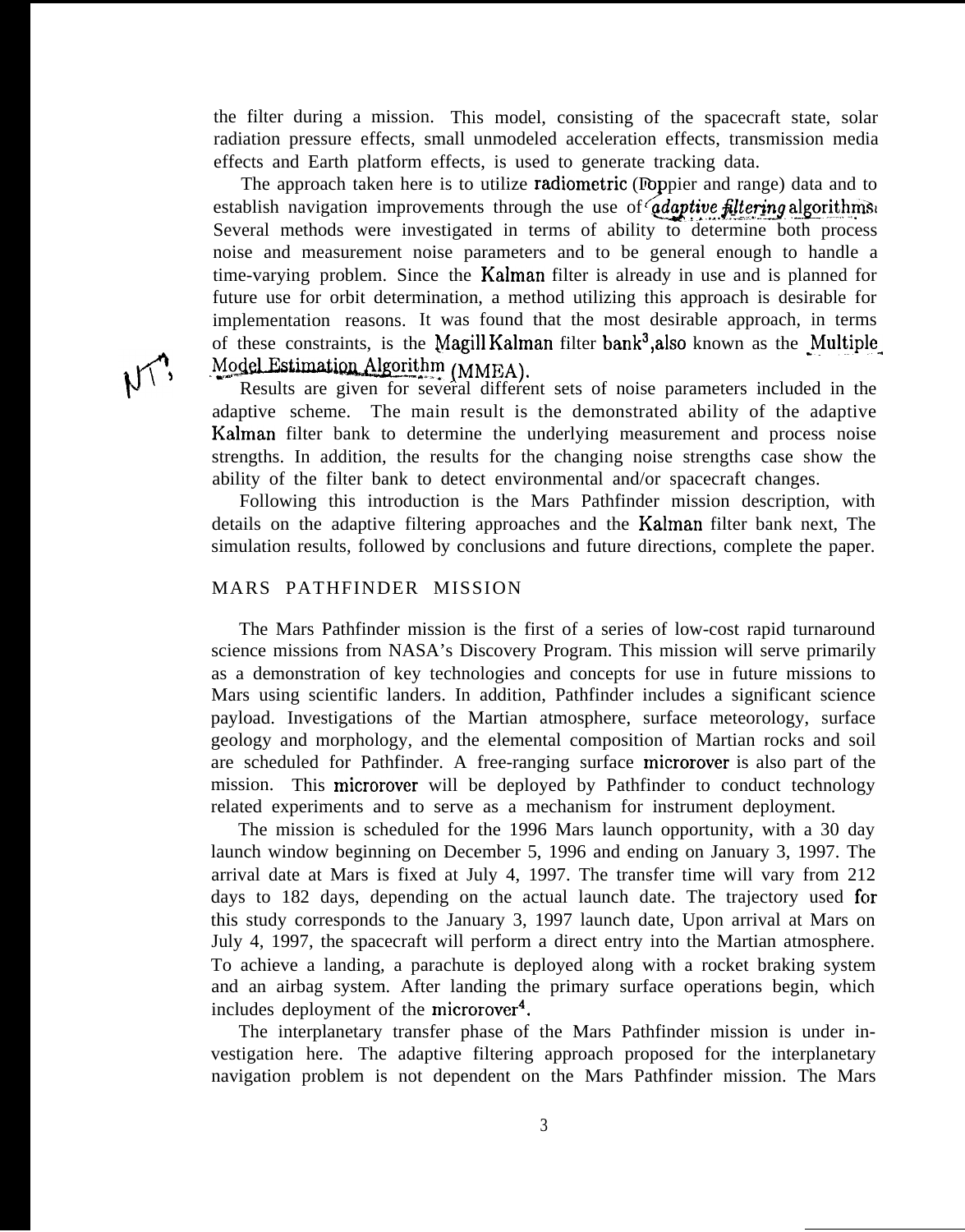the filter during a mission. This model, consisting of the spacecraft state, solar radiation pressure effects, small unmodeled acceleration effects, transmission media effects and Earth platform effects, is used to generate tracking data.

The approach taken here is to utilize radiometric (Doppier and range) data and to establish navigation improvements through the use of *adaptive filtering* algorithms. Several methods were investigated in terms of ability to determine both process noise and measurement noise parameters and to be general enough to handle a time-varying problem. Since the Kalman filter is already in use and is planned for future use for orbit determination, a method utilizing this approach is desirable for implementation reasons. It was found that the most desirable approach, in terms of these constraints, is the Magill Kalman filter bank[3], also known as the Multiple Model Estimation Algorithm (MMEA).

Results are given for several different sets of noise parameters included in the adaptive scheme. The main result is the demonstrated ability of the adaptive Kalman filter bank to determine the underlying measurement and process noise strengths. In addition, the results for the changing noise strengths case show the ability of the filter bank to detect environmental and/or spacecraft changes.

Following this introduction is the Mars Pathfinder mission description, with details on the adaptive filtering approaches and the Kalman filter bank next, The simulation results, followed by conclusions and future directions, complete the paper.

## MARS PATHFINDER MISSION

The Mars Pathfinder mission is the first of a series of low-cost rapid turnaround science missions from NASA's Discovery Program. This mission will serve primarily as a demonstration of key technologies and concepts for use in future missions to Mars using scientific landers. In addition, Pathfinder includes a significant science payload. Investigations of the Martian atmosphere, surface meteorology, surface geology and morphology, and the elemental composition of Martian rocks and soil are scheduled for Pathfinder. A free-ranging surface microrover is also part of the mission. This microrover will be deployed by Pathfinder to conduct technology related experiments and to serve as a mechanism for instrument deployment.

The mission is scheduled for the 1996 Mars launch opportunity, with a 30 day launch window beginning on December 5, 1996 and ending on January 3, 1997. The arrival date at Mars is fixed at July 4, 1997. The transfer time will vary from 212 days to 182 days, depending on the actual launch date. The trajectory used for this study corresponds to the January 3, 1997 launch date, Upon arrival at Mars on July 4, 1997, the spacecraft will perform a direct entry into the Martian atmosphere. To achieve a landing, a parachute is deployed along with a rocket braking system and an airbag system. After landing the primary surface operations begin, which includes deployment of the microrover[4].

The interplanetary transfer phase of the Mars Pathfinder mission is under investigation here. The adaptive filtering approach proposed for the interplanetary navigation problem is not dependent on the Mars Pathfinder mission. The Mars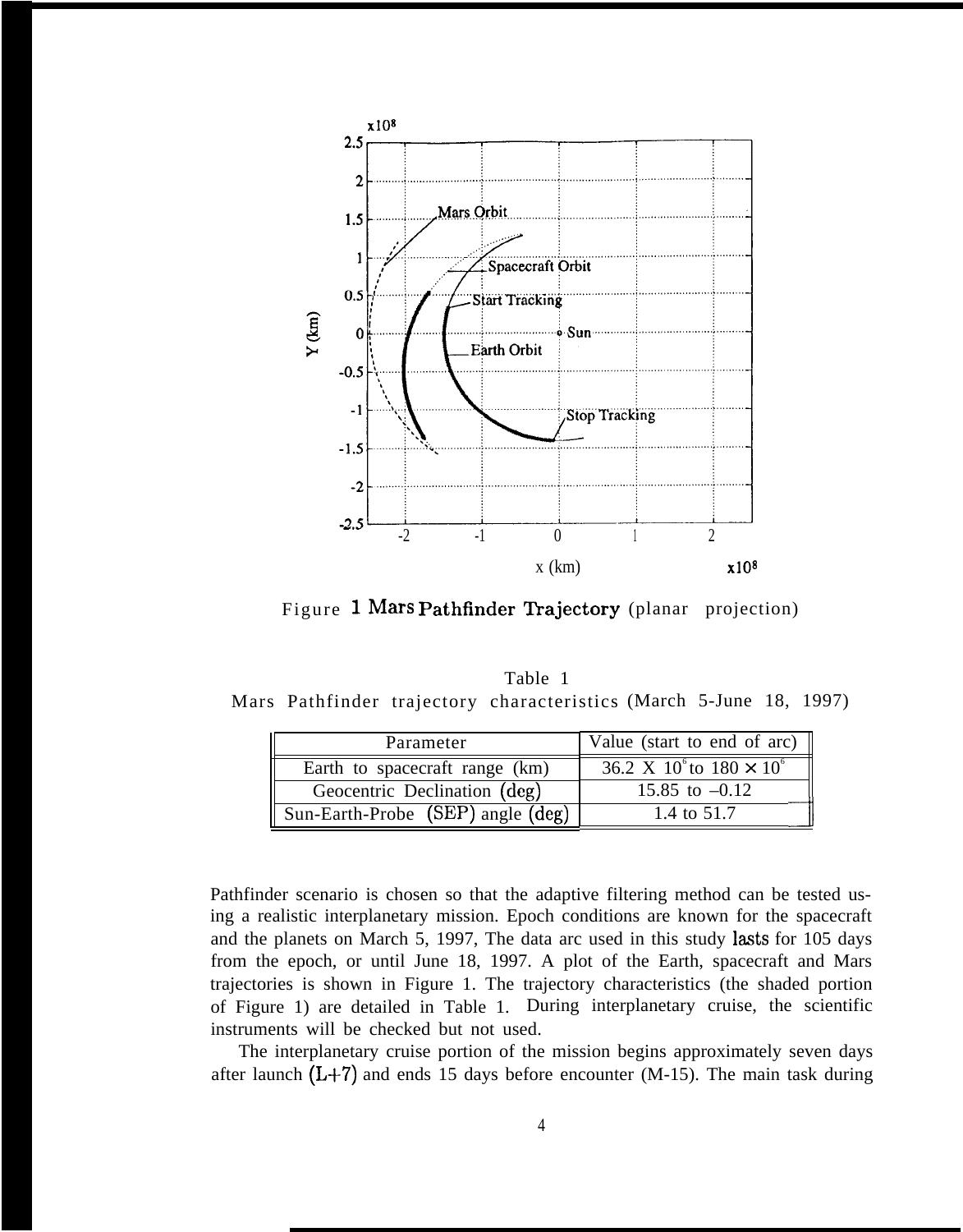Figure 1 Mars Pathfinder Trajectory (planar projection)

Table 1
Mars Pathfinder trajectory characteristics (March 5-June 18, 1997)

| Parameter | Value (start to end of arc) |
|---|---|
| Earth to spacecraft range (km) | $36.2 \times 10^6$ to $180 \times 10^6$ |
| Geocentric Declination (deg) | 15.85 to –0.12 |
| Sun-Earth-Probe (SEP) angle (deg) | 1.4 to 51.7 |

Pathfinder scenario is chosen so that the adaptive filtering method can be tested using a realistic interplanetary mission. Epoch conditions are known for the spacecraft and the planets on March 5, 1997, The data arc used in this study lasts for 105 days from the epoch, or until June 18, 1997. A plot of the Earth, spacecraft and Mars trajectories is shown in Figure 1. The trajectory characteristics (the shaded portion of Figure 1) are detailed in Table 1. During interplanetary cruise, the scientific instruments will be checked but not used.

The interplanetary cruise portion of the mission begins approximately seven days after launch (L+7) and ends 15 days before encounter (M-15). The main task during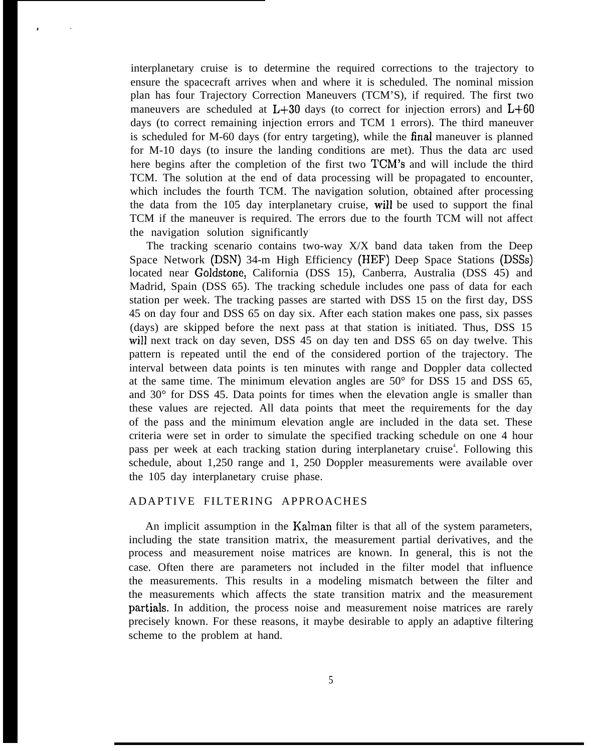interplanetary cruise is to determine the required corrections to the trajectory to ensure the spacecraft arrives when and where it is scheduled. The nominal mission plan has four Trajectory Correction Maneuvers (TCM'S), if required. The first two maneuvers are scheduled at L+30 days (to correct for injection errors) and L+60 days (to correct remaining injection errors and TCM 1 errors). The third maneuver is scheduled for M-60 days (for entry targeting), while the final maneuver is planned for M-10 days (to insure the landing conditions are met). Thus the data arc used here begins after the completion of the first two TCM's and will include the third TCM. The solution at the end of data processing will be propagated to encounter, which includes the fourth TCM. The navigation solution, obtained after processing the data from the 105 day interplanetary cruise, will be used to support the final TCM if the maneuver is required. The errors due to the fourth TCM will not affect the navigation solution significantly.

The tracking scenario contains two-way X/X band data taken from the Deep Space Network (DSN) 34-m High Efficiency (HEF) Deep Space Stations (DSSs) located near Goldstone, California (DSS 15), Canberra, Australia (DSS 45) and Madrid, Spain (DSS 65). The tracking schedule includes one pass of data for each station per week. The tracking passes are started with DSS 15 on the first day, DSS 45 on day four and DSS 65 on day six. After each station makes one pass, six passes (days) are skipped before the next pass at that station is initiated. Thus, DSS 15 will next track on day seven, DSS 45 on day ten and DSS 65 on day twelve. This pattern is repeated until the end of the considered portion of the trajectory. The interval between data points is ten minutes with range and Doppler data collected at the same time. The minimum elevation angles are 50° for DSS 15 and DSS 65, and 30° for DSS 45. Data points for times when the elevation angle is smaller than these values are rejected. All data points that meet the requirements for the day of the pass and the minimum elevation angle are included in the data set. These criteria were set in order to simulate the specified tracking schedule on one 4 hour pass per week at each tracking station during interplanetary cruise[4]. Following this schedule, about 1,250 range and 1, 250 Doppler measurements were available over the 105 day interplanetary cruise phase.

## ADAPTIVE FILTERING APPROACHES

An implicit assumption in the Kalman filter is that all of the system parameters, including the state transition matrix, the measurement partial derivatives, and the process and measurement noise matrices are known. In general, this is not the case. Often there are parameters not included in the filter model that influence the measurements. This results in a modeling mismatch between the filter and the measurements which affects the state transition matrix and the measurement partials. In addition, the process noise and measurement noise matrices are rarely precisely known. For these reasons, it maybe desirable to apply an adaptive filtering scheme to the problem at hand.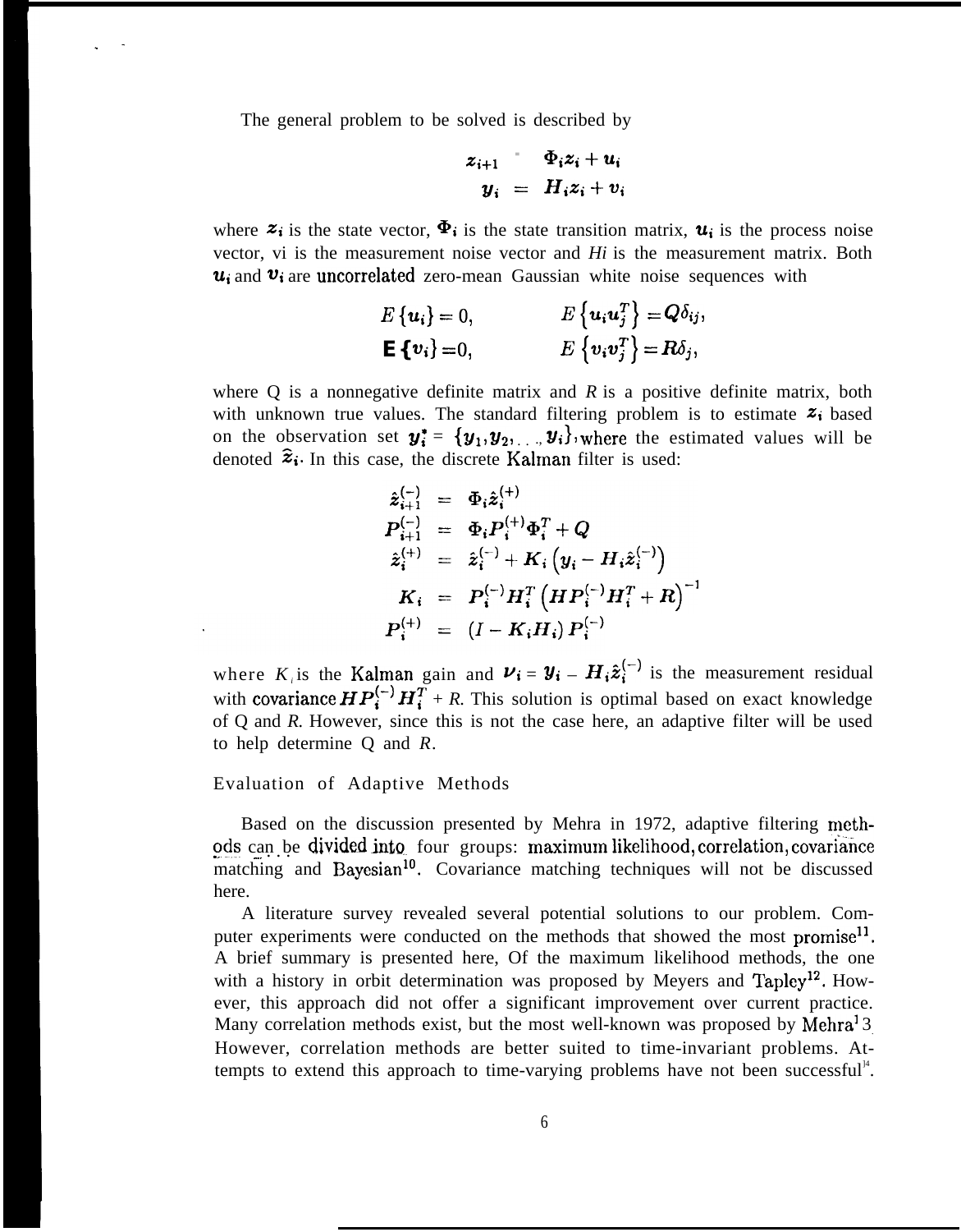The general problem to be solved is described by

$$
\begin{aligned}
z_{i+1} &= \Phi_i z_i + u_i \\
y_i &= H_i z_i + v_i
\end{aligned}
$$

where $z_i$ is the state vector, $\Phi_i$ is the state transition matrix, $u_i$ is the process noise vector, $v_i$ is the measurement noise vector and $H_i$ is the measurement matrix. Both $u_i$ and $v_i$ are uncorrelated zero-mean Gaussian white noise sequences with

$$
\begin{aligned}
E\{u_i\} &= 0, & E\left\{u_i u_j^T\right\} &= Q\delta_{ij}, \\
E\{v_i\} &= 0, & E\left\{v_i v_j^T\right\} &= R\delta_{j},
\end{aligned}
$$

where Q is a nonnegative definite matrix and $R$ is a positive definite matrix, both with unknown true values. The standard filtering problem is to estimate $z_i$ based on the observation set $y_i^* = \{y_1, y_2, \ldots, y_i\}$, where the estimated values will be denoted $\hat{z}_i$. In this case, the discrete Kalman filter is used:

$$
\begin{aligned}
\hat{z}_{i+1}^{(-)} &= \Phi_i \hat{z}_i^{(+)} \\
P_{i+1}^{(-)} &= \Phi_i P_i^{(+)} \Phi_i^T + Q \\
\hat{z}_i^{(+)} &= \hat{z}_i^{(-)} + K_i \left(y_i - H_i \hat{z}_i^{(-)}\right) \\
K_i &= P_i^{(-)} H_i^T \left(H P_i^{(-)} H_i^T + R\right)^{-1} \\
P_i^{(+)} &= \left(I - K_i H_i\right) P_i^{(-)}
\end{aligned}
$$

where $K_i$ is the Kalman gain and $\nu_i = y_i - H_i \hat{z}_i^{(-)}$ is the measurement residual with covariance $H P_i^{(-)} H_i^T + R$. This solution is optimal based on exact knowledge of Q and $R$. However, since this is not the case here, an adaptive filter will be used to help determine Q and $R$.

## Evaluation of Adaptive Methods

Based on the discussion presented by Mehra in 1972, adaptive filtering methods can be divided into four groups: maximum likelihood, correlation, covariance matching and Bayesian[10]. Covariance matching techniques will not be discussed here.

A literature survey revealed several potential solutions to our problem. Computer experiments were conducted on the methods that showed the most promise[11]. A brief summary is presented here, Of the maximum likelihood methods, the one with a history in orbit determination was proposed by Meyers and Tapley[12]. However, this approach did not offer a significant improvement over current practice. Many correlation methods exist, but the most well-known was proposed by Mehra[13]. However, correlation methods are better suited to time-invariant problems. Attempts to extend this approach to time-varying problems have not been successful[14].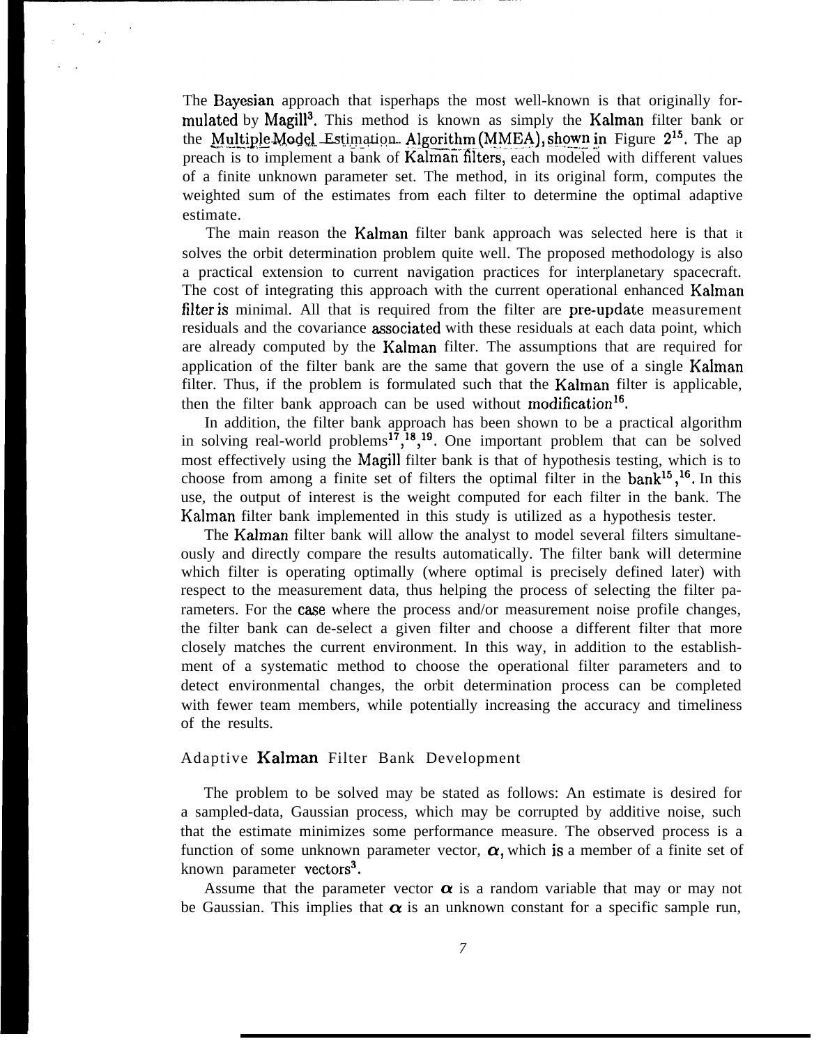The Bayesian approach that isperhaps the most well-known is that originally formulated by Magill[3]. This method is known as simply the Kalman filter bank or the Multiple Model Estimation Algorithm (MMEA), shown in Figure 2[15]. The ap preach is to implement a bank of Kalman filters, each modeled with different values of a finite unknown parameter set. The method, in its original form, computes the weighted sum of the estimates from each filter to determine the optimal adaptive estimate.

The main reason the Kalman filter bank approach was selected here is that it solves the orbit determination problem quite well. The proposed methodology is also a practical extension to current navigation practices for interplanetary spacecraft. The cost of integrating this approach with the current operational enhanced Kalman filter is minimal. All that is required from the filter are pre-update measurement residuals and the covariance associated with these residuals at each data point, which are already computed by the Kalman filter. The assumptions that are required for application of the filter bank are the same that govern the use of a single Kalman filter. Thus, if the problem is formulated such that the Kalman filter is applicable, then the filter bank approach can be used without modification[16].

In addition, the filter bank approach has been shown to be a practical algorithm in solving real-world problems[17,18,19]. One important problem that can be solved most effectively using the Magill filter bank is that of hypothesis testing, which is to choose from among a finite set of filters the optimal filter in the bank[15,16]. In this use, the output of interest is the weight computed for each filter in the bank. The Kalman filter bank implemented in this study is utilized as a hypothesis tester.

The Kalman filter bank will allow the analyst to model several filters simultaneously and directly compare the results automatically. The filter bank will determine which filter is operating optimally (where optimal is precisely defined later) with respect to the measurement data, thus helping the process of selecting the filter parameters. For the case where the process and/or measurement noise profile changes, the filter bank can de-select a given filter and choose a different filter that more closely matches the current environment. In this way, in addition to the establishment of a systematic method to choose the operational filter parameters and to detect environmental changes, the orbit determination process can be completed with fewer team members, while potentially increasing the accuracy and timeliness of the results.

## Adaptive Kalman Filter Bank Development

The problem to be solved may be stated as follows: An estimate is desired for a sampled-data, Gaussian process, which may be corrupted by additive noise, such that the estimate minimizes some performance measure. The observed process is a function of some unknown parameter vector, $\boldsymbol{\alpha}$, which is a member of a finite set of known parameter vectors[3].

Assume that the parameter vector $\boldsymbol{\alpha}$ is a random variable that may or may not be Gaussian. This implies that $\boldsymbol{\alpha}$ is an unknown constant for a specific sample run,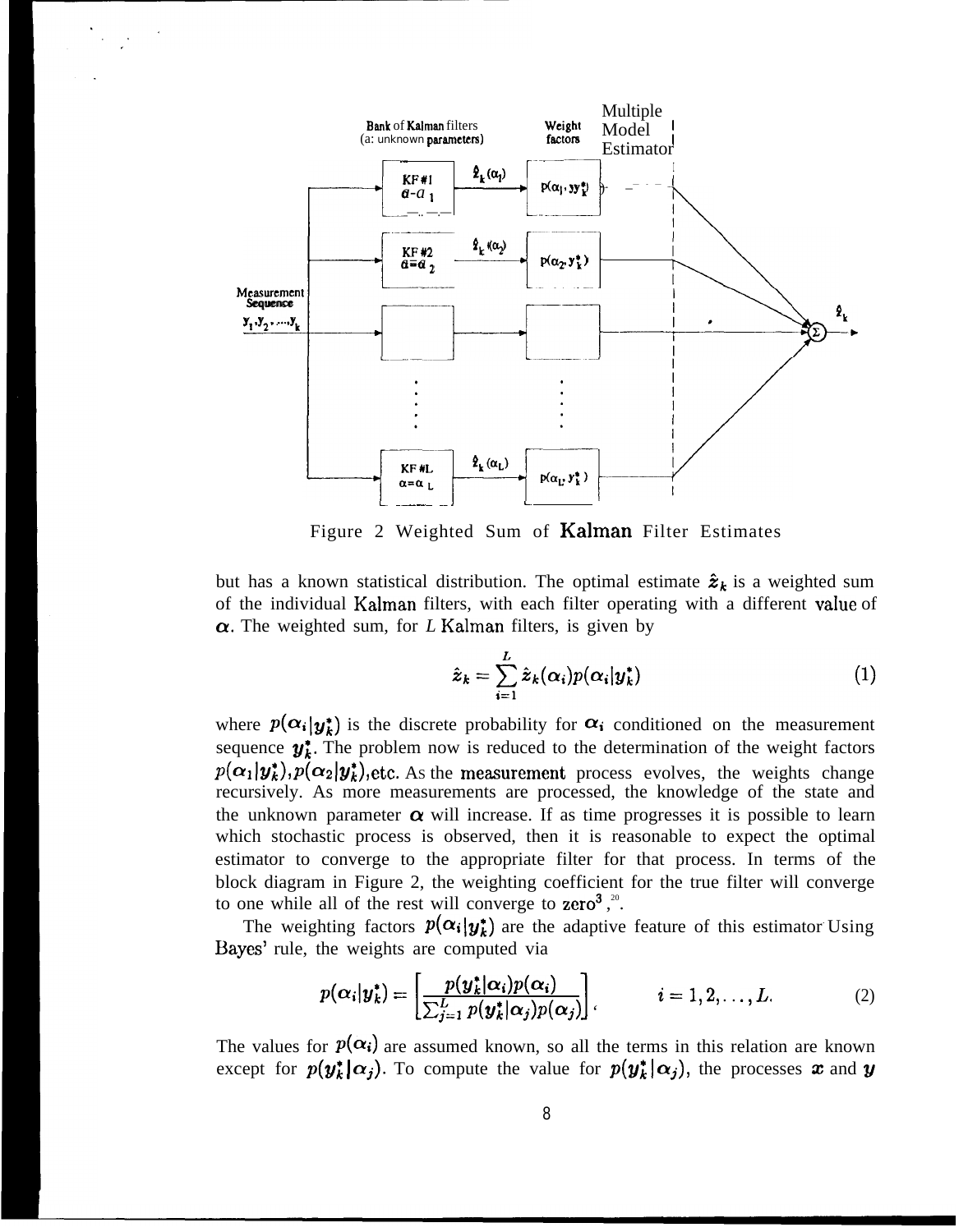Figure 2 Weighted Sum of Kalman Filter Estimates

but has a known statistical distribution. The optimal estimate $\hat{z}_k$ is a weighted sum of the individual Kalman filters, with each filter operating with a different value of $\alpha$. The weighted sum, for $L$ Kalman filters, is given by

$$\hat{z}_k = \sum_{i=1}^{L} \hat{z}_k(\alpha_i) p(\alpha_i | y_k^*) \tag{1}$$

where $p(\alpha_i|y_k^*)$ is the discrete probability for $\alpha_i$ conditioned on the measurement sequence $y_k^*$. The problem now is reduced to the determination of the weight factors $p(\alpha_1|y_k^*), p(\alpha_2|y_k^*)$,etc. As the measurement process evolves, the weights change recursively. As more measurements are processed, the knowledge of the state and the unknown parameter $\alpha$ will increase. If as time progresses it is possible to learn which stochastic process is observed, then it is reasonable to expect the optimal estimator to converge to the appropriate filter for that process. In terms of the block diagram in Figure 2, the weighting coefficient for the true filter will converge to one while all of the rest will converge to zero[3,20].

The weighting factors $p(\alpha_i|y_k^*)$ are the adaptive feature of this estimator Using Bayes' rule, the weights are computed via

$$p(\alpha_i|y_k^*) = \left[\frac{p(y_k^*|\alpha_i)p(\alpha_i)}{\sum_{j=1}^{L} p(y_k^*|\alpha_j)p(\alpha_j)}\right], \qquad i = 1, 2, \ldots, L. \tag{2}$$

The values for $p(\alpha_i)$ are assumed known, so all the terms in this relation are known except for $p(y_k^*|\alpha_j)$. To compute the value for $p(y_k^*|\alpha_j)$, the processes $x$ and $y$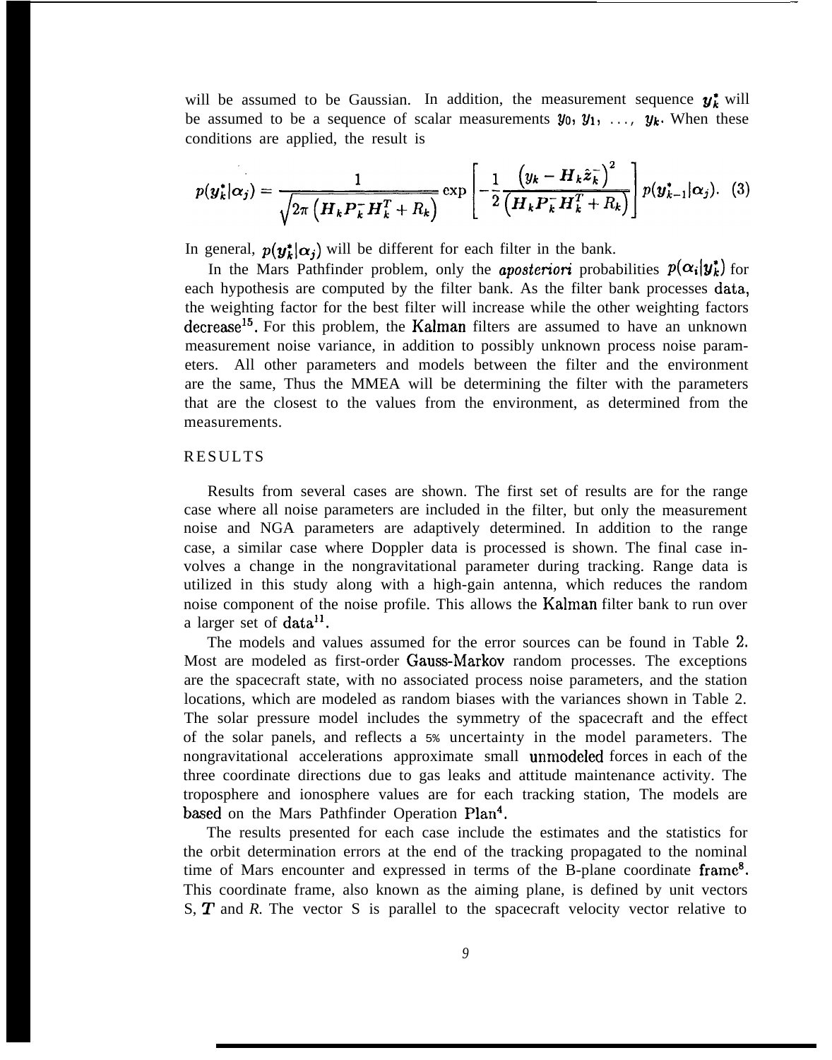will be assumed to be Gaussian. In addition, the measurement sequence $y_k^*$ will be assumed to be a sequence of scalar measurements $y_0, y_1, \ldots, y_k$. When these conditions are applied, the result is

$$p(y_k^*|\alpha_j) = \frac{1}{\sqrt{2\pi\left(H_k P_k^- H_k^T + R_k\right)}} \exp\left[-\frac{1}{2}\frac{\left(y_k - H_k \hat{z}_k^-\right)^2}{\left(H_k P_k^- H_k^T + R_k\right)}\right] p(y_{k-1}^*|\alpha_j). \quad (3)$$

In general, $p(y_k^*|\alpha_j)$ will be different for each filter in the bank.

In the Mars Pathfinder problem, only the *aposteriori* probabilities $p(\alpha_i|y_k^*)$ for each hypothesis are computed by the filter bank. As the filter bank processes data, the weighting factor for the best filter will increase while the other weighting factors decrease[15]. For this problem, the Kalman filters are assumed to have an unknown measurement noise variance, in addition to possibly unknown process noise parameters. All other parameters and models between the filter and the environment are the same, Thus the MMEA will be determining the filter with the parameters that are the closest to the values from the environment, as determined from the measurements.

## RESULTS

Results from several cases are shown. The first set of results are for the range case where all noise parameters are included in the filter, but only the measurement noise and NGA parameters are adaptively determined. In addition to the range case, a similar case where Doppler data is processed is shown. The final case involves a change in the nongravitational parameter during tracking. Range data is utilized in this study along with a high-gain antenna, which reduces the random noise component of the noise profile. This allows the Kalman filter bank to run over a larger set of data[11].

The models and values assumed for the error sources can be found in Table 2. Most are modeled as first-order Gauss-Markov random processes. The exceptions are the spacecraft state, with no associated process noise parameters, and the station locations, which are modeled as random biases with the variances shown in Table 2. The solar pressure model includes the symmetry of the spacecraft and the effect of the solar panels, and reflects a 5% uncertainty in the model parameters. The nongravitational accelerations approximate small unmodeled forces in each of the three coordinate directions due to gas leaks and attitude maintenance activity. The troposphere and ionosphere values are for each tracking station, The models are based on the Mars Pathfinder Operation Plan[4].

The results presented for each case include the estimates and the statistics for the orbit determination errors at the end of the tracking propagated to the nominal time of Mars encounter and expressed in terms of the B-plane coordinate frame[8]. This coordinate frame, also known as the aiming plane, is defined by unit vectors S, $T$ and *R*. The vector S is parallel to the spacecraft velocity vector relative to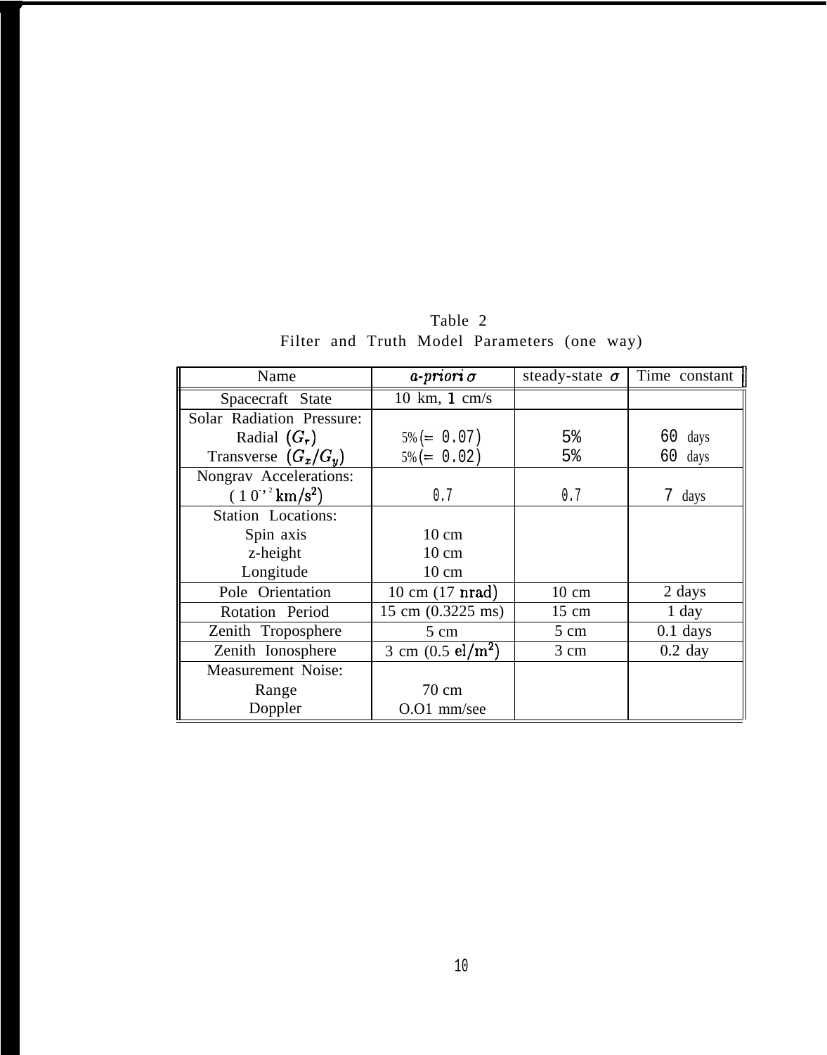Table 2
Filter and Truth Model Parameters (one way)

| Name | *a-priori* $\sigma$ | steady-state $\sigma$ | Time constant |
|---|---|---|---|
| Spacecraft State | 10 km, 1 cm/s | | |
| Solar Radiation Pressure: | | | |
| Radial $(G_r)$ | 5% (= 0.07) | 5% | 60 days |
| Transverse $(G_x/G_y)$ | 5% (= 0.02) | 5% | 60 days |
| Nongrav Accelerations: ( $10^{-12}$ km/s$^2$) | 0.7 | 0.7 | 7 days |
| Station Locations: | | | |
| Spin axis | 10 cm | | |
| z-height | 10 cm | | |
| Longitude | 10 cm | | |
| Pole Orientation | 10 cm (17 nrad) | 10 cm | 2 days |
| Rotation Period | 15 cm (0.3225 ms) | 15 cm | 1 day |
| Zenith Troposphere | 5 cm | 5 cm | 0.1 days |
| Zenith Ionosphere | 3 cm (0.5 el/m$^2$) | 3 cm | 0.2 day |
| Measurement Noise: | | | |
| Range | 70 cm | | |
| Doppler | 0.01 mm/sec | | |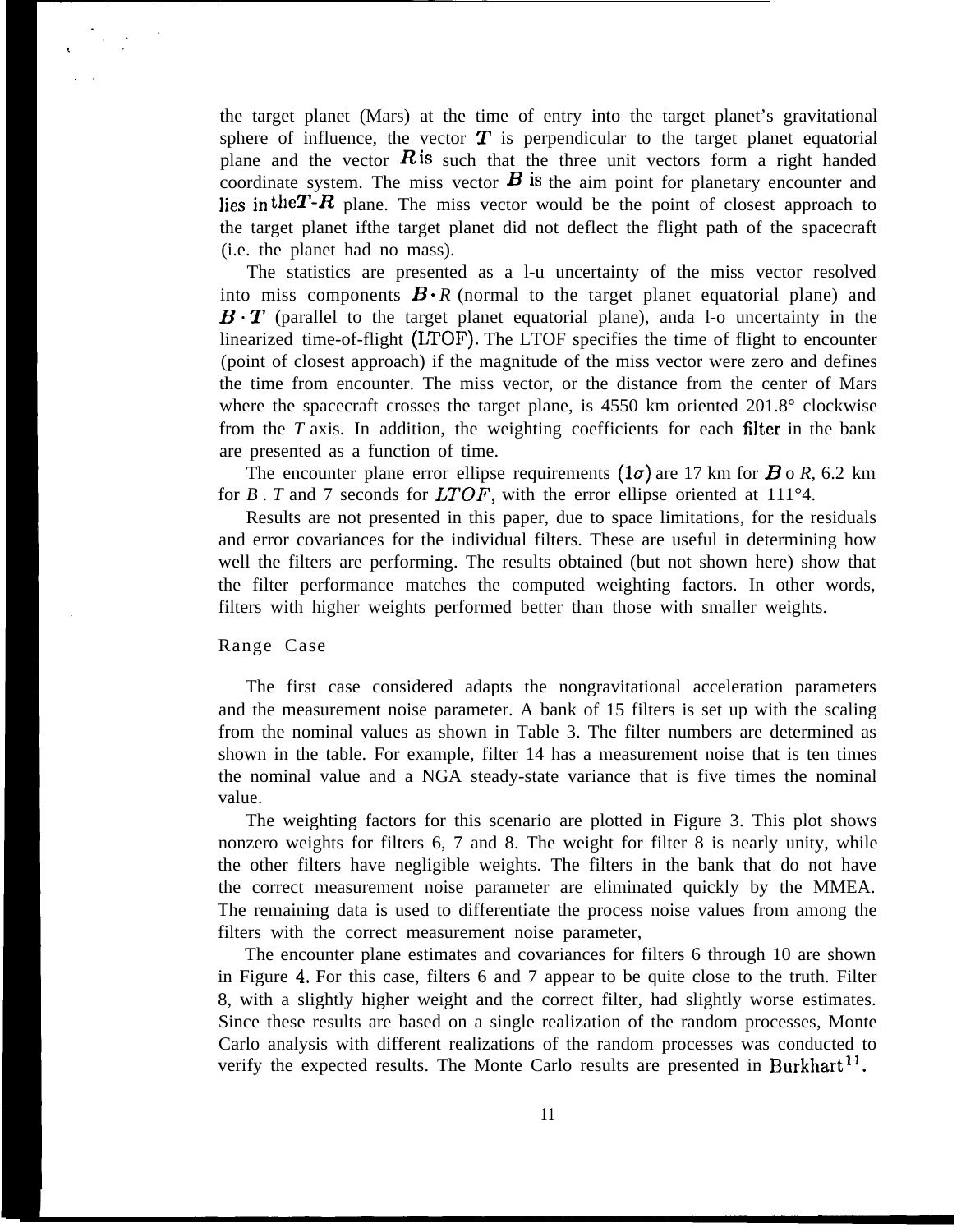the target planet (Mars) at the time of entry into the target planet's gravitational sphere of influence, the vector $\boldsymbol{T}$ is perpendicular to the target planet equatorial plane and the vector $\boldsymbol{R}$ is such that the three unit vectors form a right handed coordinate system. The miss vector $\boldsymbol{B}$ is the aim point for planetary encounter and lies in the $\boldsymbol{T}$-$\boldsymbol{R}$ plane. The miss vector would be the point of closest approach to the target planet if the target planet did not deflect the flight path of the spacecraft (i.e. the planet had no mass).

The statistics are presented as a 1-$\sigma$ uncertainty of the miss vector resolved into miss components $\boldsymbol{B} \cdot R$ (normal to the target planet equatorial plane) and $\boldsymbol{B} \cdot \boldsymbol{T}$ (parallel to the target planet equatorial plane), and a 1-$\sigma$ uncertainty in the linearized time-of-flight (LTOF). The LTOF specifies the time of flight to encounter (point of closest approach) if the magnitude of the miss vector were zero and defines the time from encounter. The miss vector, or the distance from the center of Mars where the spacecraft crosses the target plane, is 4550 km oriented 201.8° clockwise from the $T$ axis. In addition, the weighting coefficients for each filter in the bank are presented as a function of time.

The encounter plane error ellipse requirements $(1\sigma)$ are 17 km for $\boldsymbol{B} \cdot R$, 6.2 km for $B \cdot T$ and 7 seconds for $LTOF$, with the error ellipse oriented at 111°4.

Results are not presented in this paper, due to space limitations, for the residuals and error covariances for the individual filters. These are useful in determining how well the filters are performing. The results obtained (but not shown here) show that the filter performance matches the computed weighting factors. In other words, filters with higher weights performed better than those with smaller weights.

## Range Case

The first case considered adapts the nongravitational acceleration parameters and the measurement noise parameter. A bank of 15 filters is set up with the scaling from the nominal values as shown in Table 3. The filter numbers are determined as shown in the table. For example, filter 14 has a measurement noise that is ten times the nominal value and a NGA steady-state variance that is five times the nominal value.

The weighting factors for this scenario are plotted in Figure 3. This plot shows nonzero weights for filters 6, 7 and 8. The weight for filter 8 is nearly unity, while the other filters have negligible weights. The filters in the bank that do not have the correct measurement noise parameter are eliminated quickly by the MMEA. The remaining data is used to differentiate the process noise values from among the filters with the correct measurement noise parameter,

The encounter plane estimates and covariances for filters 6 through 10 are shown in Figure 4. For this case, filters 6 and 7 appear to be quite close to the truth. Filter 8, with a slightly higher weight and the correct filter, had slightly worse estimates. Since these results are based on a single realization of the random processes, Monte Carlo analysis with different realizations of the random processes was conducted to verify the expected results. The Monte Carlo results are presented in Burkhart[11].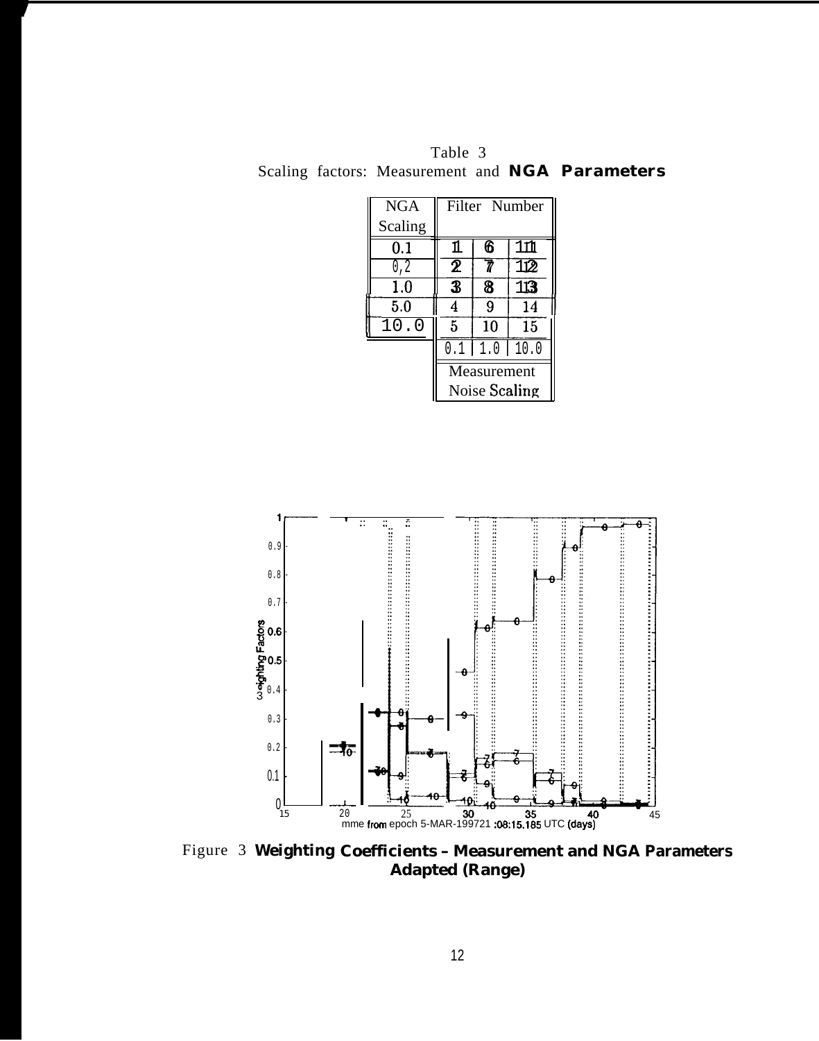Table 3
Scaling factors: Measurement and **NGA Parameters**

| NGA Scaling | Filter Number | | |
|---|---|---|---|
| 0.1 | 1 | 6 | 11 |
| 0.2 | 2 | 7 | 12 |
| 1.0 | 3 | 8 | 13 |
| 5.0 | 4 | 9 | 14 |
| 10.0 | 5 | 10 | 15 |
| | 0.1 | 1.0 | 10.0 |
| | Measurement Noise Scaling | | |

Figure 3 **Weighting Coefficients – Measurement and NGA Parameters Adapted (Range)**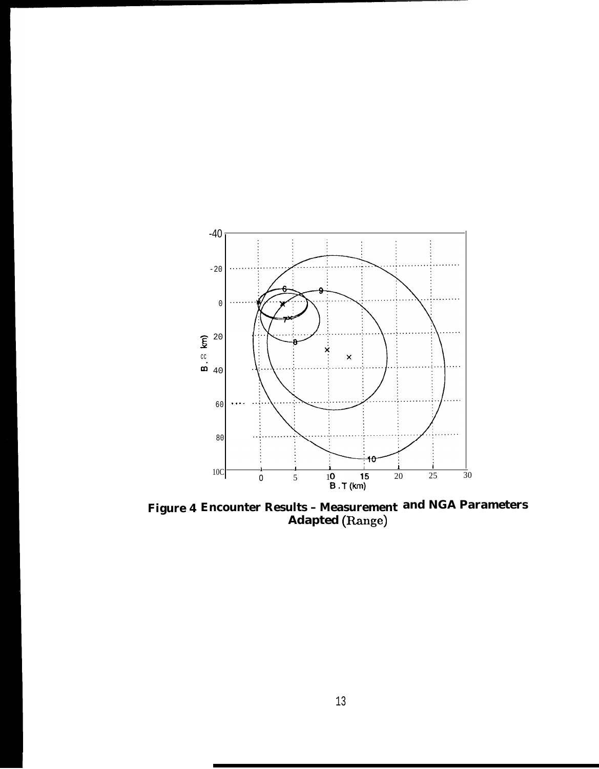**Figure 4 Encounter Results - Measurement and NGA Parameters Adapted (Range)**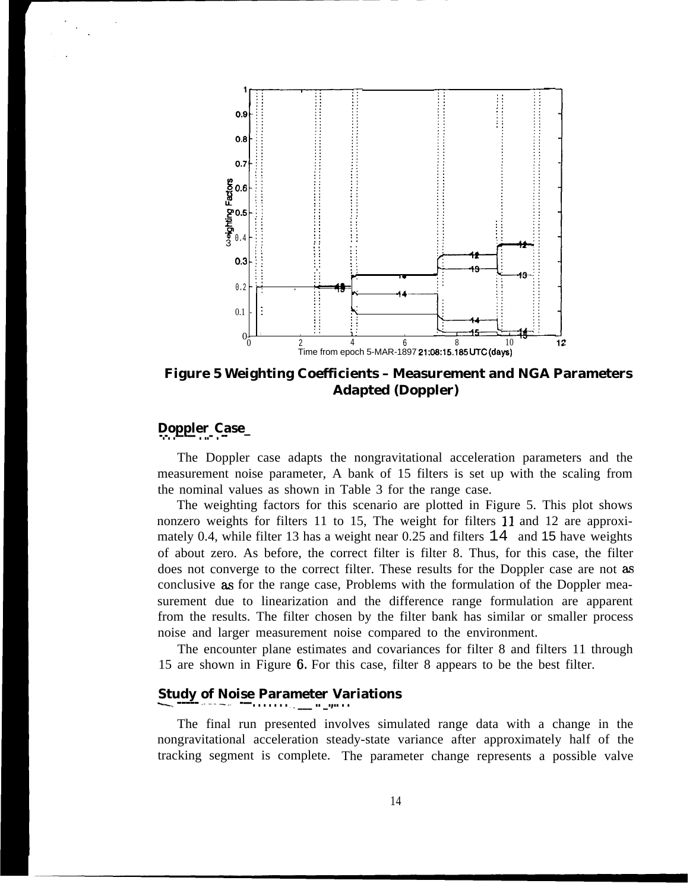**Figure 5 Weighting Coefficients – Measurement and NGA Parameters Adapted (Doppler)**

## Doppler Case

The Doppler case adapts the nongravitational acceleration parameters and the measurement noise parameter, A bank of 15 filters is set up with the scaling from the nominal values as shown in Table 3 for the range case.

The weighting factors for this scenario are plotted in Figure 5. This plot shows nonzero weights for filters 11 to 15, The weight for filters 11 and 12 are approximately 0.4, while filter 13 has a weight near 0.25 and filters 14 and 15 have weights of about zero. As before, the correct filter is filter 8. Thus, for this case, the filter does not converge to the correct filter. These results for the Doppler case are not as conclusive as for the range case, Problems with the formulation of the Doppler measurement due to linearization and the difference range formulation are apparent from the results. The filter chosen by the filter bank has similar or smaller process noise and larger measurement noise compared to the environment.

The encounter plane estimates and covariances for filter 8 and filters 11 through 15 are shown in Figure 6. For this case, filter 8 appears to be the best filter.

## Study of Noise Parameter Variations

The final run presented involves simulated range data with a change in the nongravitational acceleration steady-state variance after approximately half of the tracking segment is complete. The parameter change represents a possible valve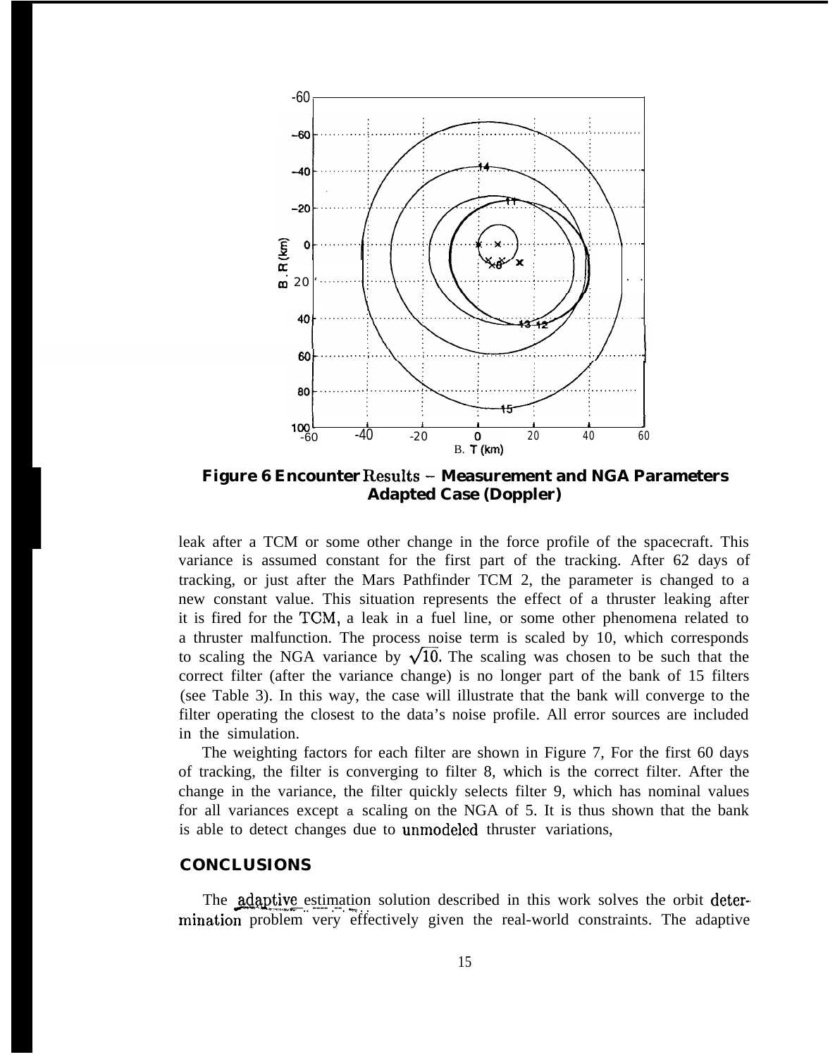**Figure 6 Encounter Results – Measurement and NGA Parameters Adapted Case (Doppler)**

leak after a TCM or some other change in the force profile of the spacecraft. This variance is assumed constant for the first part of the tracking. After 62 days of tracking, or just after the Mars Pathfinder TCM 2, the parameter is changed to a new constant value. This situation represents the effect of a thruster leaking after it is fired for the TCM, a leak in a fuel line, or some other phenomena related to a thruster malfunction. The process noise term is scaled by 10, which corresponds to scaling the NGA variance by $\sqrt{10}$. The scaling was chosen to be such that the correct filter (after the variance change) is no longer part of the bank of 15 filters (see Table 3). In this way, the case will illustrate that the bank will converge to the filter operating the closest to the data's noise profile. All error sources are included in the simulation.

The weighting factors for each filter are shown in Figure 7, For the first 60 days of tracking, the filter is converging to filter 8, which is the correct filter. After the change in the variance, the filter quickly selects filter 9, which has nominal values for all variances except a scaling on the NGA of 5. It is thus shown that the bank is able to detect changes due to unmodeled thruster variations,

## CONCLUSIONS

The adaptive estimation solution described in this work solves the orbit determination problem very effectively given the real-world constraints. The adaptive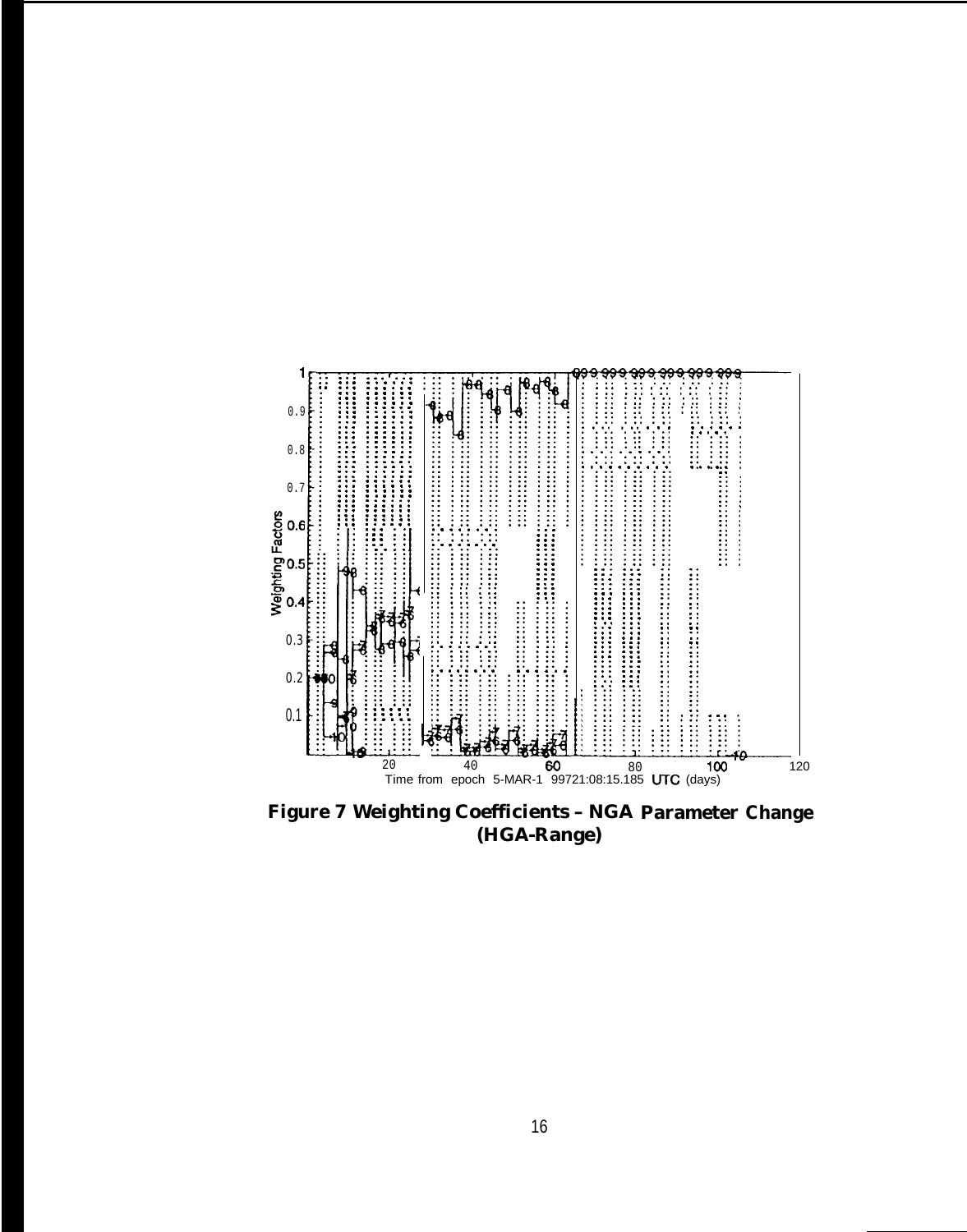**Figure 7 Weighting Coefficients – NGA Parameter Change (HGA-Range)**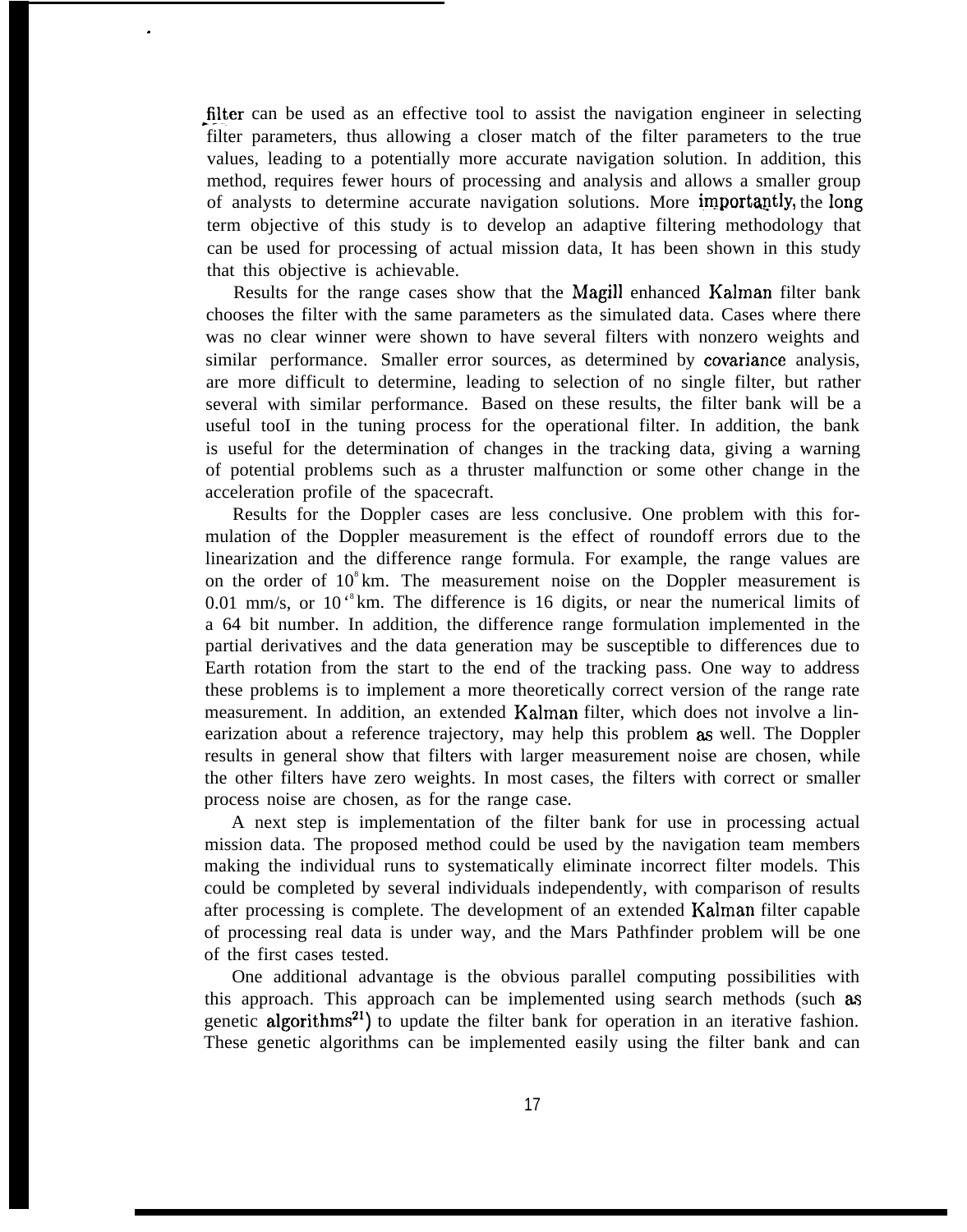filter can be used as an effective tool to assist the navigation engineer in selecting filter parameters, thus allowing a closer match of the filter parameters to the true values, leading to a potentially more accurate navigation solution. In addition, this method, requires fewer hours of processing and analysis and allows a smaller group of analysts to determine accurate navigation solutions. More importantly, the long term objective of this study is to develop an adaptive filtering methodology that can be used for processing of actual mission data, It has been shown in this study that this objective is achievable.

Results for the range cases show that the Magill enhanced Kalman filter bank chooses the filter with the same parameters as the simulated data. Cases where there was no clear winner were shown to have several filters with nonzero weights and similar performance. Smaller error sources, as determined by covariance analysis, are more difficult to determine, leading to selection of no single filter, but rather several with similar performance. Based on these results, the filter bank will be a useful tooI in the tuning process for the operational filter. In addition, the bank is useful for the determination of changes in the tracking data, giving a warning of potential problems such as a thruster malfunction or some other change in the acceleration profile of the spacecraft.

Results for the Doppler cases are less conclusive. One problem with this formulation of the Doppler measurement is the effect of roundoff errors due to the linearization and the difference range formula. For example, the range values are on the order of $10^8$ km. The measurement noise on the Doppler measurement is 0.01 mm/s, or $10^{-8}$ km. The difference is 16 digits, or near the numerical limits of a 64 bit number. In addition, the difference range formulation implemented in the partial derivatives and the data generation may be susceptible to differences due to Earth rotation from the start to the end of the tracking pass. One way to address these problems is to implement a more theoretically correct version of the range rate measurement. In addition, an extended Kalman filter, which does not involve a linearization about a reference trajectory, may help this problem as well. The Doppler results in general show that filters with larger measurement noise are chosen, while the other filters have zero weights. In most cases, the filters with correct or smaller process noise are chosen, as for the range case.

A next step is implementation of the filter bank for use in processing actual mission data. The proposed method could be used by the navigation team members making the individual runs to systematically eliminate incorrect filter models. This could be completed by several individuals independently, with comparison of results after processing is complete. The development of an extended Kalman filter capable of processing real data is under way, and the Mars Pathfinder problem will be one of the first cases tested.

One additional advantage is the obvious parallel computing possibilities with this approach. This approach can be implemented using search methods (such as genetic algorithms[21]) to update the filter bank for operation in an iterative fashion. These genetic algorithms can be implemented easily using the filter bank and can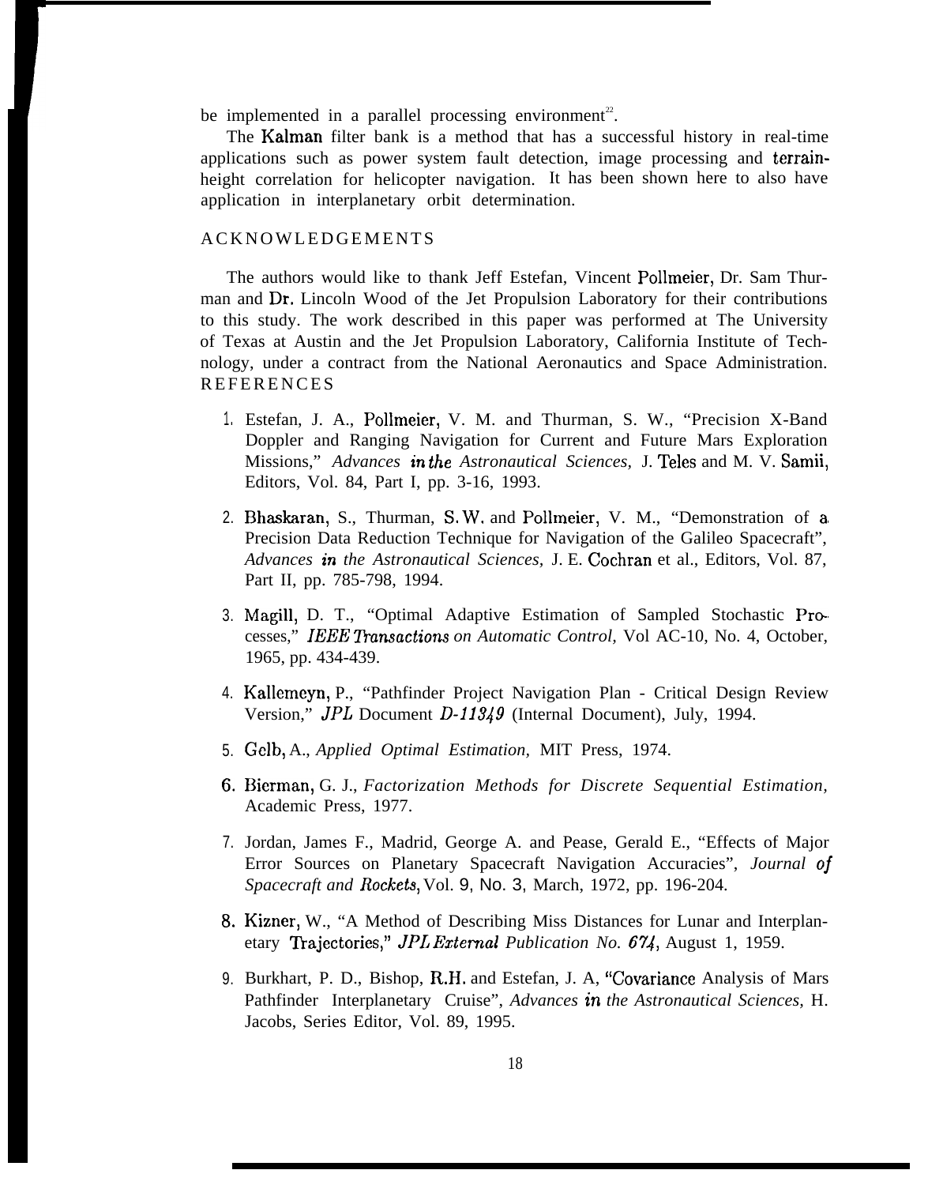be implemented in a parallel processing environment[22].

The Kalman filter bank is a method that has a successful history in real-time applications such as power system fault detection, image processing and terrain-height correlation for helicopter navigation. It has been shown here to also have application in interplanetary orbit determination.

## ACKNOWLEDGEMENTS

The authors would like to thank Jeff Estefan, Vincent Pollmeier, Dr. Sam Thurman and Dr. Lincoln Wood of the Jet Propulsion Laboratory for their contributions to this study. The work described in this paper was performed at The University of Texas at Austin and the Jet Propulsion Laboratory, California Institute of Technology, under a contract from the National Aeronautics and Space Administration.

## REFERENCES

1. Estefan, J. A., Pollmeier, V. M. and Thurman, S. W., "Precision X-Band Doppler and Ranging Navigation for Current and Future Mars Exploration Missions," *Advances in the Astronautical Sciences,* J. Teles and M. V. Samii, Editors, Vol. 84, Part I, pp. 3-16, 1993.

2. Bhaskaran, S., Thurman, S. W. and Pollmeier, V. M., "Demonstration of a Precision Data Reduction Technique for Navigation of the Galileo Spacecraft", *Advances in the Astronautical Sciences,* J. E. Cochran et al., Editors, Vol. 87, Part II, pp. 785-798, 1994.

3. Magill, D. T., "Optimal Adaptive Estimation of Sampled Stochastic Processes," *IEEE Transactions on Automatic Control,* Vol AC-10, No. 4, October, 1965, pp. 434-439.

4. Kallemeyn, P., "Pathfinder Project Navigation Plan - Critical Design Review Version," *JPL* Document *D-11349* (Internal Document), July, 1994.

5. Gelb, A., *Applied Optimal Estimation,* MIT Press, 1974.

6. Bierman, G. J., *Factorization Methods for Discrete Sequential Estimation,* Academic Press, 1977.

7. Jordan, James F., Madrid, George A. and Pease, Gerald E., "Effects of Major Error Sources on Planetary Spacecraft Navigation Accuracies", *Journal of Spacecraft and Rockets,* Vol. 9, No. 3, March, 1972, pp. 196-204.

8. Kizner, W., "A Method of Describing Miss Distances for Lunar and Interplanetary Trajectories," *JPL External Publication No. 674,* August 1, 1959.

9. Burkhart, P. D., Bishop, R.H. and Estefan, J. A, "Covariance Analysis of Mars Pathfinder Interplanetary Cruise", *Advances in the Astronautical Sciences,* H. Jacobs, Series Editor, Vol. 89, 1995.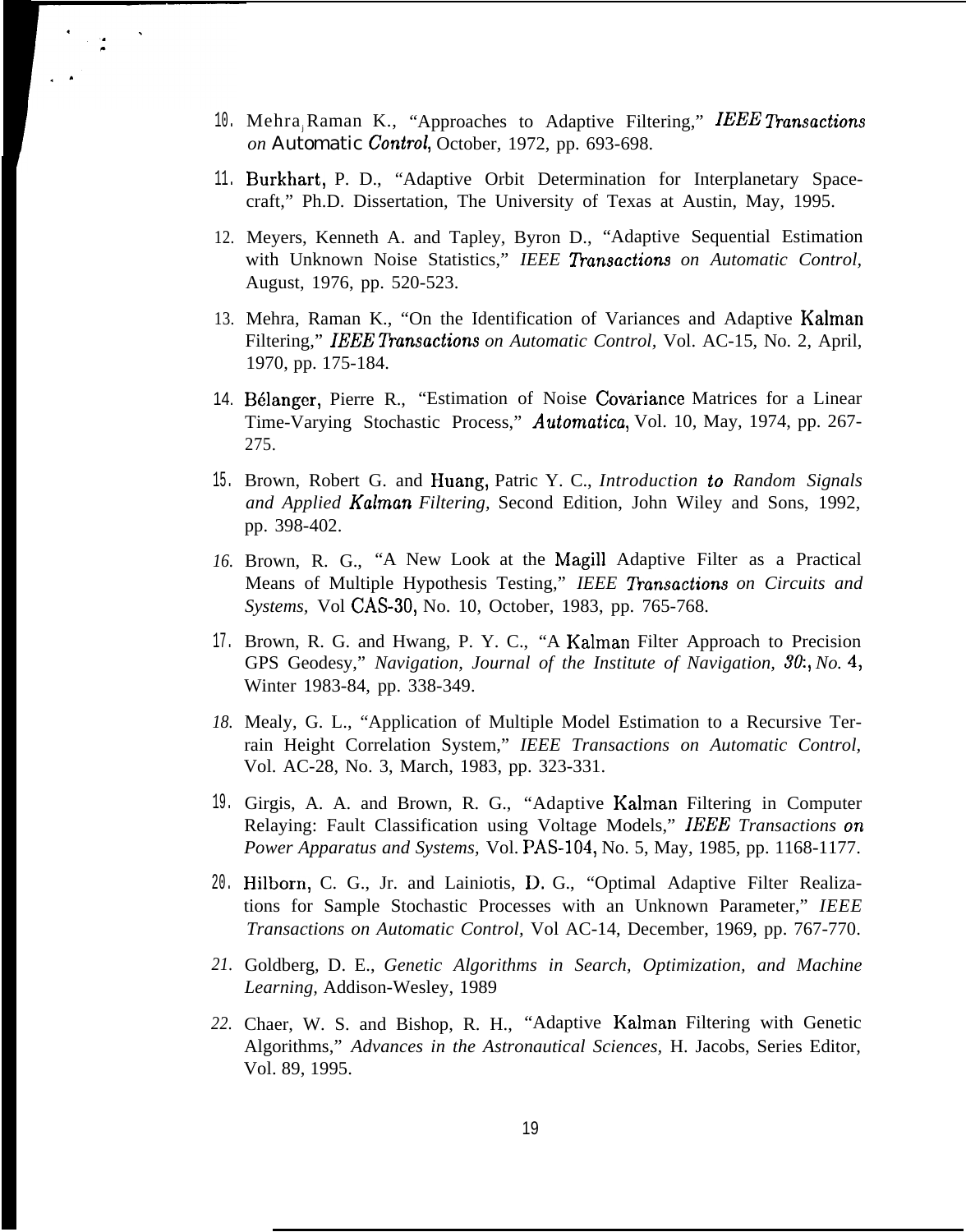10. Mehra, Raman K., "Approaches to Adaptive Filtering," *IEEE Transactions on Automatic Control*, October, 1972, pp. 693-698.

11. Burkhart, P. D., "Adaptive Orbit Determination for Interplanetary Spacecraft," Ph.D. Dissertation, The University of Texas at Austin, May, 1995.

12. Meyers, Kenneth A. and Tapley, Byron D., "Adaptive Sequential Estimation with Unknown Noise Statistics," *IEEE Transactions on Automatic Control*, August, 1976, pp. 520-523.

13. Mehra, Raman K., "On the Identification of Variances and Adaptive Kalman Filtering," *IEEE Transactions on Automatic Control*, Vol. AC-15, No. 2, April, 1970, pp. 175-184.

14. Bélanger, Pierre R., "Estimation of Noise Covariance Matrices for a Linear Time-Varying Stochastic Process," *Automatica*, Vol. 10, May, 1974, pp. 267-275.

15. Brown, Robert G. and Huang, Patric Y. C., *Introduction to Random Signals and Applied Kalman Filtering*, Second Edition, John Wiley and Sons, 1992, pp. 398-402.

16. Brown, R. G., "A New Look at the Magill Adaptive Filter as a Practical Means of Multiple Hypothesis Testing," *IEEE Transactions on Circuits and Systems*, Vol CAS-30, No. 10, October, 1983, pp. 765-768.

17. Brown, R. G. and Hwang, P. Y. C., "A Kalman Filter Approach to Precision GPS Geodesy," *Navigation, Journal of the Institute of Navigation, 30:, No. 4,* Winter 1983-84, pp. 338-349.

18. Mealy, G. L., "Application of Multiple Model Estimation to a Recursive Terrain Height Correlation System," *IEEE Transactions on Automatic Control*, Vol. AC-28, No. 3, March, 1983, pp. 323-331.

19. Girgis, A. A. and Brown, R. G., "Adaptive Kalman Filtering in Computer Relaying: Fault Classification using Voltage Models," *IEEE Transactions on Power Apparatus and Systems*, Vol. PAS-104, No. 5, May, 1985, pp. 1168-1177.

20. Hilborn, C. G., Jr. and Lainiotis, D. G., "Optimal Adaptive Filter Realizations for Sample Stochastic Processes with an Unknown Parameter," *IEEE Transactions on Automatic Control*, Vol AC-14, December, 1969, pp. 767-770.

21. Goldberg, D. E., *Genetic Algorithms in Search, Optimization, and Machine Learning*, Addison-Wesley, 1989

22. Chaer, W. S. and Bishop, R. H., "Adaptive Kalman Filtering with Genetic Algorithms," *Advances in the Astronautical Sciences*, H. Jacobs, Series Editor, Vol. 89, 1995.